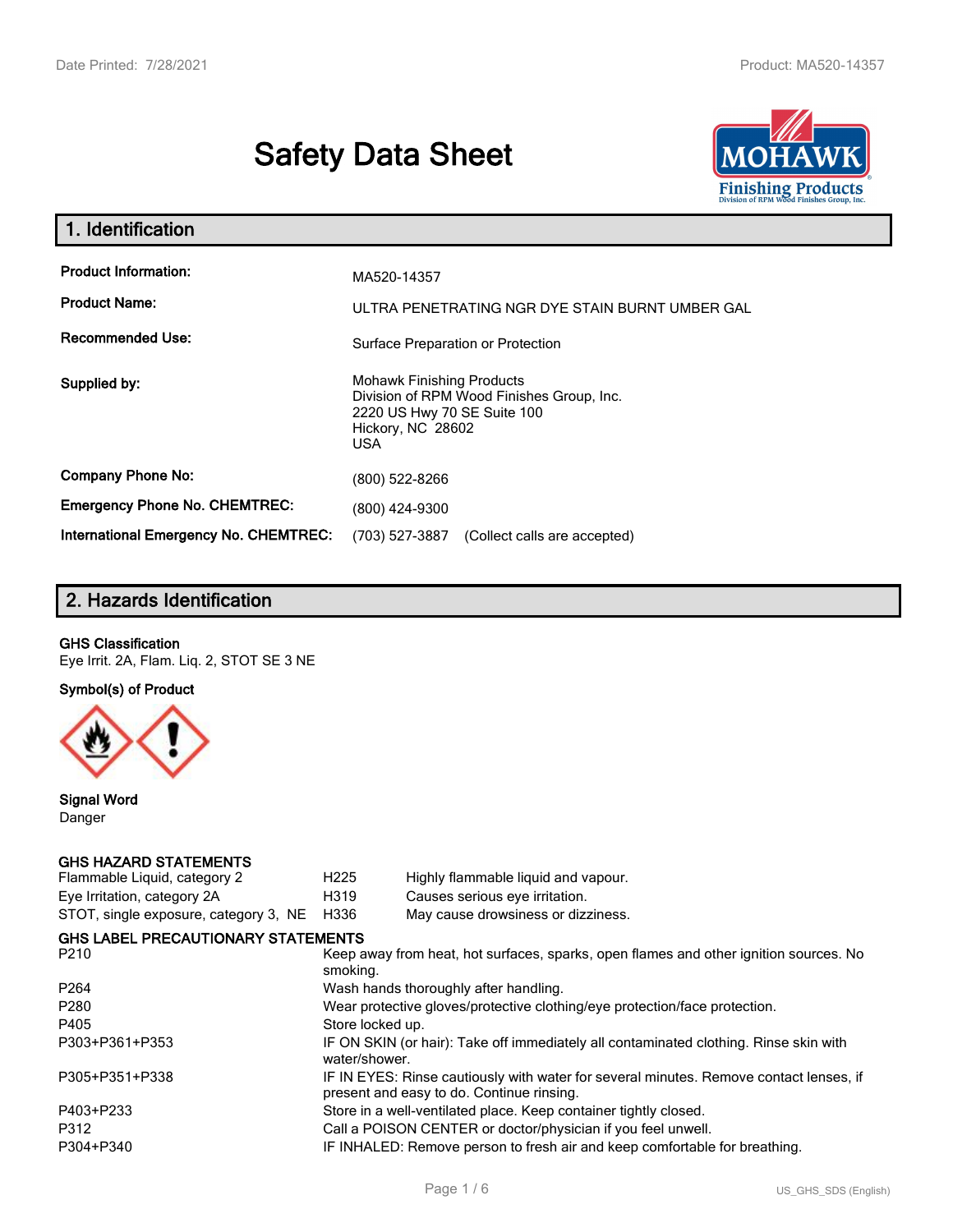# Safety Data Sheet

## 1. Identification

| | |
|---|---|
| **Product Information:** | MA520-14357 |
| **Product Name:** | ULTRA PENETRATING NGR DYE STAIN BURNT UMBER GAL |
| **Recommended Use:** | Surface Preparation or Protection |
| **Supplied by:** | Mohawk Finishing Products<br>Division of RPM Wood Finishes Group, Inc.<br>2220 US Hwy 70 SE Suite 100<br>Hickory, NC 28602<br>USA |
| **Company Phone No:** | (800) 522-8266 |
| **Emergency Phone No. CHEMTREC:** | (800) 424-9300 |
| **International Emergency No. CHEMTREC:** | (703) 527-3887 (Collect calls are accepted) |

## 2. Hazards Identification

**GHS Classification**

Eye Irrit. 2A, Flam. Liq. 2, STOT SE 3 NE

**Symbol(s) of Product**

**Signal Word**

Danger

### GHS HAZARD STATEMENTS

| | | |
|---|---|---|
| Flammable Liquid, category 2 | H225 | Highly flammable liquid and vapour. |
| Eye Irritation, category 2A | H319 | Causes serious eye irritation. |
| STOT, single exposure, category 3, NE | H336 | May cause drowsiness or dizziness. |

### GHS LABEL PRECAUTIONARY STATEMENTS

| | |
|---|---|
| P210 | Keep away from heat, hot surfaces, sparks, open flames and other ignition sources. No smoking. |
| P264 | Wash hands thoroughly after handling. |
| P280 | Wear protective gloves/protective clothing/eye protection/face protection. |
| P405 | Store locked up. |
| P303+P361+P353 | IF ON SKIN (or hair): Take off immediately all contaminated clothing. Rinse skin with water/shower. |
| P305+P351+P338 | IF IN EYES: Rinse cautiously with water for several minutes. Remove contact lenses, if present and easy to do. Continue rinsing. |
| P403+P233 | Store in a well-ventilated place. Keep container tightly closed. |
| P312 | Call a POISON CENTER or doctor/physician if you feel unwell. |
| P304+P340 | IF INHALED: Remove person to fresh air and keep comfortable for breathing. |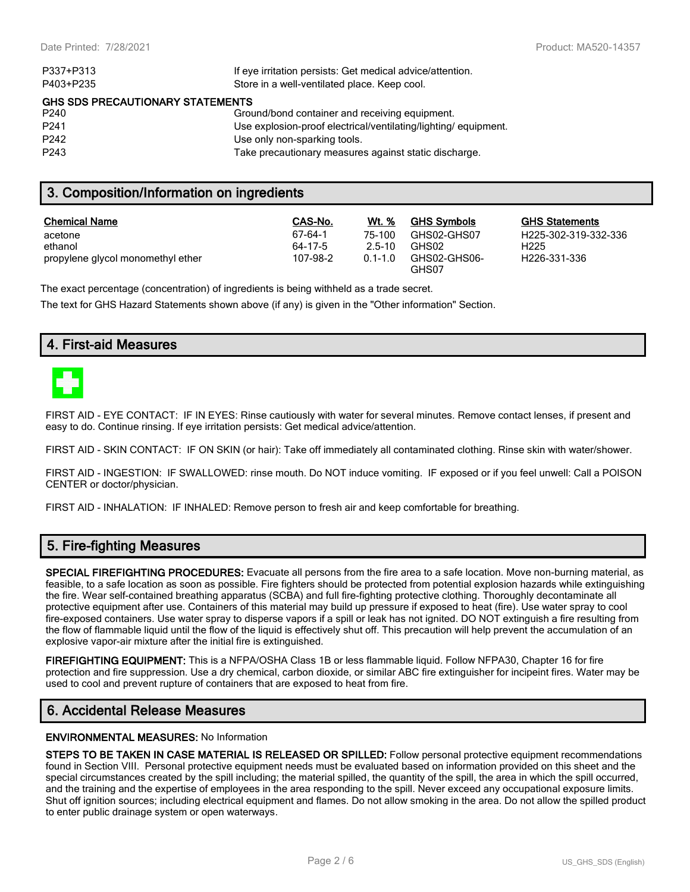| | |
|---|---|
| P337+P313 | If eye irritation persists: Get medical advice/attention. |
| P403+P235 | Store in a well-ventilated place. Keep cool. |

**GHS SDS PRECAUTIONARY STATEMENTS**

| | |
|---|---|
| P240 | Ground/bond container and receiving equipment. |
| P241 | Use explosion-proof electrical/ventilating/lighting/ equipment. |
| P242 | Use only non-sparking tools. |
| P243 | Take precautionary measures against static discharge. |

## 3. Composition/Information on ingredients

| Chemical Name | CAS-No. | Wt. % | GHS Symbols | GHS Statements |
|---|---|---|---|---|
| acetone | 67-64-1 | 75-100 | GHS02-GHS07 | H225-302-319-332-336 |
| ethanol | 64-17-5 | 2.5-10 | GHS02 | H225 |
| propylene glycol monomethyl ether | 107-98-2 | 0.1-1.0 | GHS02-GHS06-GHS07 | H226-331-336 |

The exact percentage (concentration) of ingredients is being withheld as a trade secret.

The text for GHS Hazard Statements shown above (if any) is given in the "Other information" Section.

## 4. First-aid Measures

FIRST AID - EYE CONTACT: IF IN EYES: Rinse cautiously with water for several minutes. Remove contact lenses, if present and easy to do. Continue rinsing. If eye irritation persists: Get medical advice/attention.

FIRST AID - SKIN CONTACT: IF ON SKIN (or hair): Take off immediately all contaminated clothing. Rinse skin with water/shower.

FIRST AID - INGESTION: IF SWALLOWED: rinse mouth. Do NOT induce vomiting. IF exposed or if you feel unwell: Call a POISON CENTER or doctor/physician.

FIRST AID - INHALATION: IF INHALED: Remove person to fresh air and keep comfortable for breathing.

## 5. Fire-fighting Measures

**SPECIAL FIREFIGHTING PROCEDURES:** Evacuate all persons from the fire area to a safe location. Move non-burning material, as feasible, to a safe location as soon as possible. Fire fighters should be protected from potential explosion hazards while extinguishing the fire. Wear self-contained breathing apparatus (SCBA) and full fire-fighting protective clothing. Thoroughly decontaminate all protective equipment after use. Containers of this material may build up pressure if exposed to heat (fire). Use water spray to cool fire-exposed containers. Use water spray to disperse vapors if a spill or leak has not ignited. DO NOT extinguish a fire resulting from the flow of flammable liquid until the flow of the liquid is effectively shut off. This precaution will help prevent the accumulation of an explosive vapor-air mixture after the initial fire is extinguished.

**FIREFIGHTING EQUIPMENT:** This is a NFPA/OSHA Class 1B or less flammable liquid. Follow NFPA30, Chapter 16 for fire protection and fire suppression. Use a dry chemical, carbon dioxide, or similar ABC fire extinguisher for incipeint fires. Water may be used to cool and prevent rupture of containers that are exposed to heat from fire.

## 6. Accidental Release Measures

**ENVIRONMENTAL MEASURES:** No Information

**STEPS TO BE TAKEN IN CASE MATERIAL IS RELEASED OR SPILLED:** Follow personal protective equipment recommendations found in Section VIII. Personal protective equipment needs must be evaluated based on information provided on this sheet and the special circumstances created by the spill including; the material spilled, the quantity of the spill, the area in which the spill occurred, and the training and the expertise of employees in the area responding to the spill. Never exceed any occupational exposure limits. Shut off ignition sources; including electrical equipment and flames. Do not allow smoking in the area. Do not allow the spilled product to enter public drainage system or open waterways.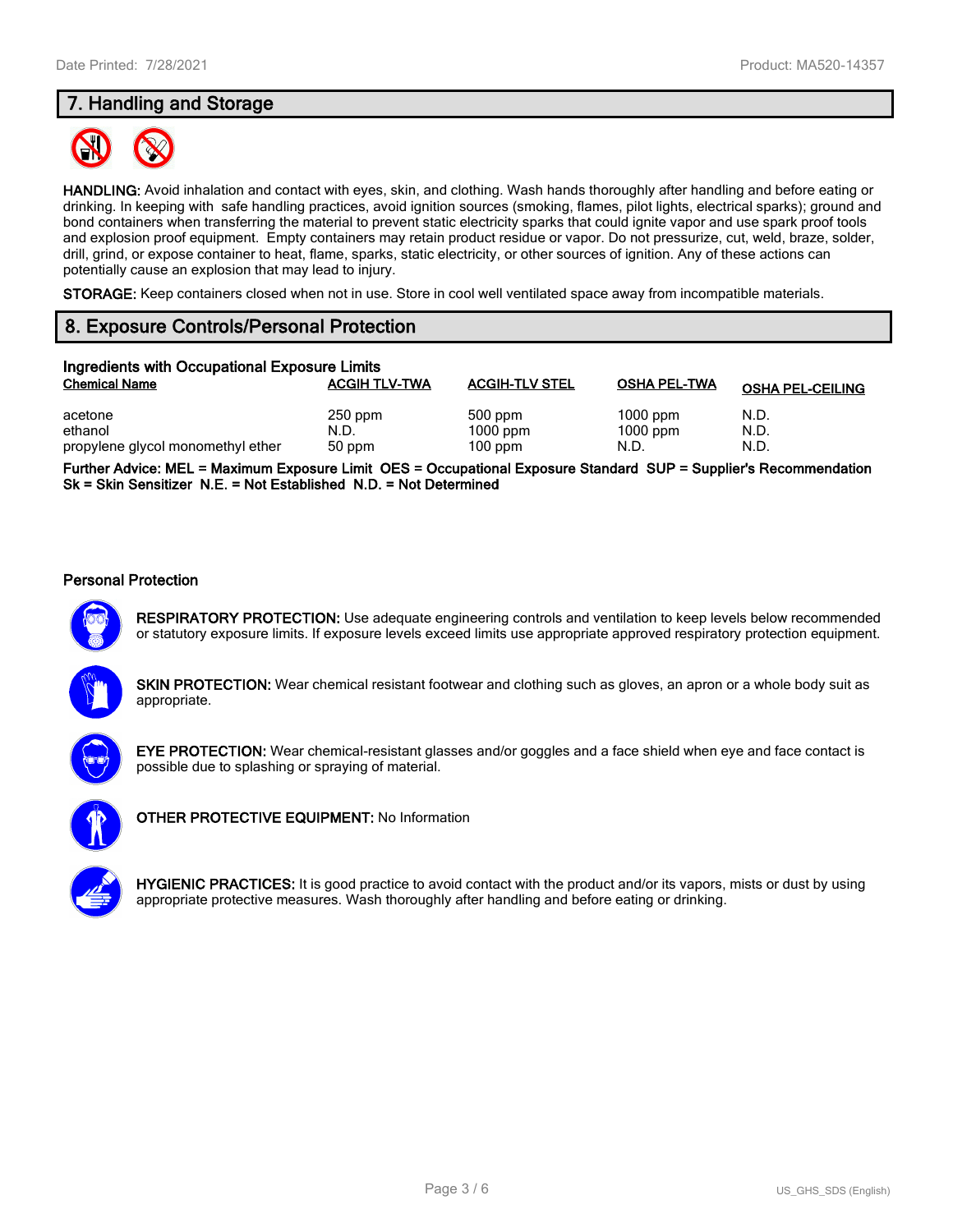## 7. Handling and Storage

**HANDLING:** Avoid inhalation and contact with eyes, skin, and clothing. Wash hands thoroughly after handling and before eating or drinking. In keeping with safe handling practices, avoid ignition sources (smoking, flames, pilot lights, electrical sparks); ground and bond containers when transferring the material to prevent static electricity sparks that could ignite vapor and use spark proof tools and explosion proof equipment. Empty containers may retain product residue or vapor. Do not pressurize, cut, weld, braze, solder, drill, grind, or expose container to heat, flame, sparks, static electricity, or other sources of ignition. Any of these actions can potentially cause an explosion that may lead to injury.

**STORAGE:** Keep containers closed when not in use. Store in cool well ventilated space away from incompatible materials.

## 8. Exposure Controls/Personal Protection

### Ingredients with Occupational Exposure Limits

| Chemical Name | ACGIH TLV-TWA | ACGIH-TLV STEL | OSHA PEL-TWA | OSHA PEL-CEILING |
|---|---|---|---|---|
| acetone | 250 ppm | 500 ppm | 1000 ppm | N.D. |
| ethanol | N.D. | 1000 ppm | 1000 ppm | N.D. |
| propylene glycol monomethyl ether | 50 ppm | 100 ppm | N.D. | N.D. |

**Further Advice: MEL = Maximum Exposure Limit OES = Occupational Exposure Standard SUP = Supplier's Recommendation Sk = Skin Sensitizer N.E. = Not Established N.D. = Not Determined**

### Personal Protection

**RESPIRATORY PROTECTION:** Use adequate engineering controls and ventilation to keep levels below recommended or statutory exposure limits. If exposure levels exceed limits use appropriate approved respiratory protection equipment.

**SKIN PROTECTION:** Wear chemical resistant footwear and clothing such as gloves, an apron or a whole body suit as appropriate.

**EYE PROTECTION:** Wear chemical-resistant glasses and/or goggles and a face shield when eye and face contact is possible due to splashing or spraying of material.

**OTHER PROTECTIVE EQUIPMENT:** No Information

**HYGIENIC PRACTICES:** It is good practice to avoid contact with the product and/or its vapors, mists or dust by using appropriate protective measures. Wash thoroughly after handling and before eating or drinking.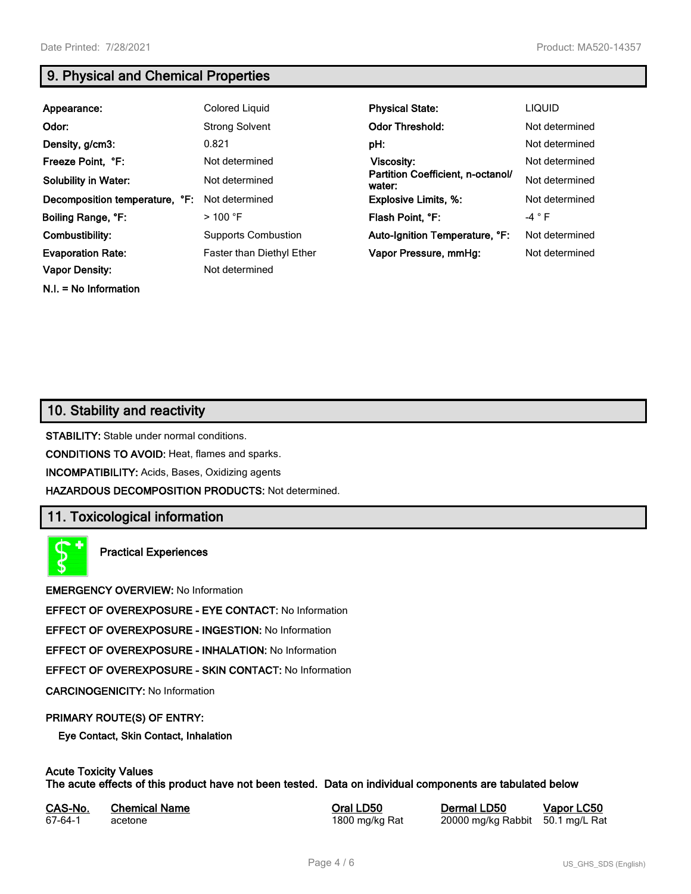## 9. Physical and Chemical Properties

| | | | |
|---|---|---|---|
| **Appearance:** | Colored Liquid | **Physical State:** | LIQUID |
| **Odor:** | Strong Solvent | **Odor Threshold:** | Not determined |
| **Density, g/cm3:** | 0.821 | **pH:** | Not determined |
| **Freeze Point, °F:** | Not determined | **Viscosity:** | Not determined |
| **Solubility in Water:** | Not determined | **Partition Coefficient, n-octanol/ water:** | Not determined |
| **Decomposition temperature, °F:** | Not determined | **Explosive Limits, %:** | Not determined |
| **Boiling Range, °F:** | > 100 °F | **Flash Point, °F:** | -4 ° F |
| **Combustibility:** | Supports Combustion | **Auto-Ignition Temperature, °F:** | Not determined |
| **Evaporation Rate:** | Faster than Diethyl Ether | **Vapor Pressure, mmHg:** | Not determined |
| **Vapor Density:** | Not determined | | |

**N.I. = No Information**

## 10. Stability and reactivity

**STABILITY:** Stable under normal conditions.

**CONDITIONS TO AVOID:** Heat, flames and sparks.

**INCOMPATIBILITY:** Acids, Bases, Oxidizing agents

**HAZARDOUS DECOMPOSITION PRODUCTS:** Not determined.

## 11. Toxicological information

**Practical Experiences**

**EMERGENCY OVERVIEW:** No Information

**EFFECT OF OVEREXPOSURE - EYE CONTACT:** No Information

**EFFECT OF OVEREXPOSURE - INGESTION:** No Information

**EFFECT OF OVEREXPOSURE - INHALATION:** No Information

**EFFECT OF OVEREXPOSURE - SKIN CONTACT:** No Information

**CARCINOGENICITY:** No Information

**PRIMARY ROUTE(S) OF ENTRY:**

**Eye Contact, Skin Contact, Inhalation**

**Acute Toxicity Values**
**The acute effects of this product have not been tested. Data on individual components are tabulated below**

| CAS-No. | Chemical Name | Oral LD50 | Dermal LD50 | Vapor LC50 |
|---|---|---|---|---|
| 67-64-1 | acetone | 1800 mg/kg Rat | 20000 mg/kg Rabbit | 50.1 mg/L Rat |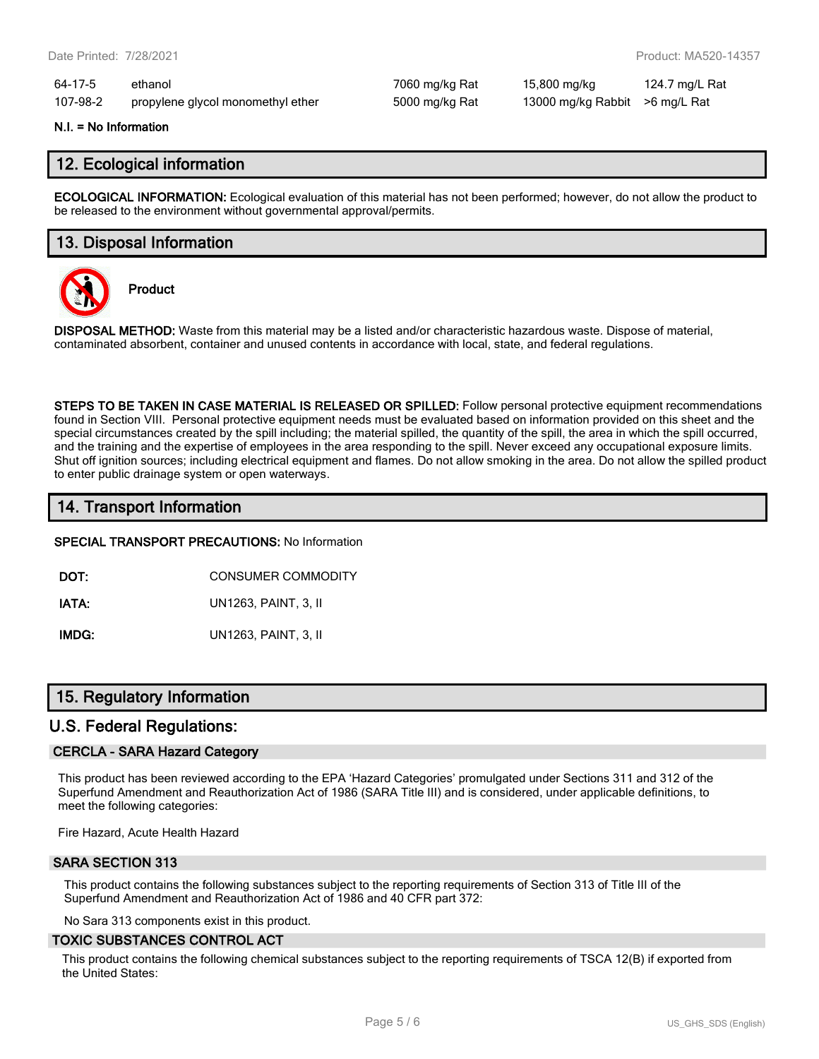| | | | | |
|---|---|---|---|---|
| 64-17-5 | ethanol | 7060 mg/kg Rat | 15,800 mg/kg | 124.7 mg/L Rat |
| 107-98-2 | propylene glycol monomethyl ether | 5000 mg/kg Rat | 13000 mg/kg Rabbit | >6 mg/L Rat |

**N.I. = No Information**

## 12. Ecological information

**ECOLOGICAL INFORMATION:** Ecological evaluation of this material has not been performed; however, do not allow the product to be released to the environment without governmental approval/permits.

## 13. Disposal Information

**Product**

**DISPOSAL METHOD:** Waste from this material may be a listed and/or characteristic hazardous waste. Dispose of material, contaminated absorbent, container and unused contents in accordance with local, state, and federal regulations.

**STEPS TO BE TAKEN IN CASE MATERIAL IS RELEASED OR SPILLED:** Follow personal protective equipment recommendations found in Section VIII. Personal protective equipment needs must be evaluated based on information provided on this sheet and the special circumstances created by the spill including; the material spilled, the quantity of the spill, the area in which the spill occurred, and the training and the expertise of employees in the area responding to the spill. Never exceed any occupational exposure limits. Shut off ignition sources; including electrical equipment and flames. Do not allow smoking in the area. Do not allow the spilled product to enter public drainage system or open waterways.

## 14. Transport Information

**SPECIAL TRANSPORT PRECAUTIONS:** No Information

**DOT:** CONSUMER COMMODITY

**IATA:** UN1263, PAINT, 3, II

**IMDG:** UN1263, PAINT, 3, II

## 15. Regulatory Information

### U.S. Federal Regulations:

#### CERCLA - SARA Hazard Category

This product has been reviewed according to the EPA 'Hazard Categories' promulgated under Sections 311 and 312 of the Superfund Amendment and Reauthorization Act of 1986 (SARA Title III) and is considered, under applicable definitions, to meet the following categories:

Fire Hazard, Acute Health Hazard

#### SARA SECTION 313

This product contains the following substances subject to the reporting requirements of Section 313 of Title III of the Superfund Amendment and Reauthorization Act of 1986 and 40 CFR part 372:

No Sara 313 components exist in this product.

#### TOXIC SUBSTANCES CONTROL ACT

This product contains the following chemical substances subject to the reporting requirements of TSCA 12(B) if exported from the United States: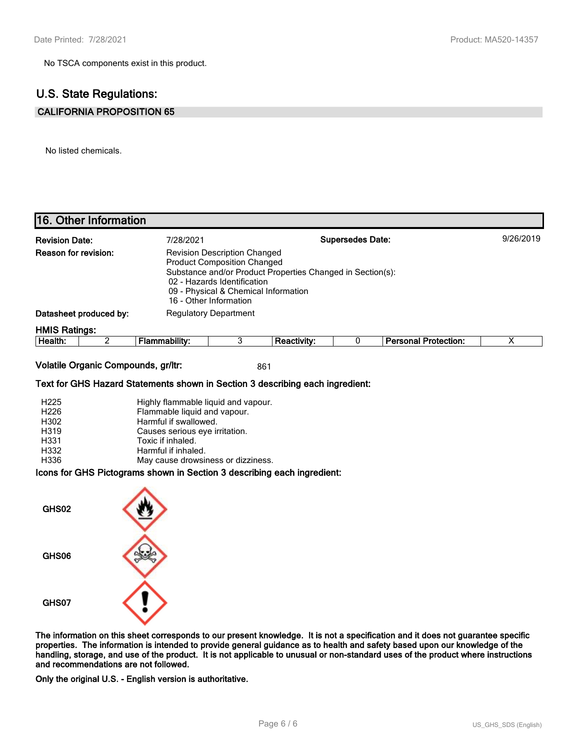No TSCA components exist in this product.

## U.S. State Regulations:

### CALIFORNIA PROPOSITION 65

No listed chemicals.

## 16. Other Information

**Revision Date:** 7/28/2021 **Supersedes Date:** 9/26/2019

**Reason for revision:**
Revision Description Changed
Product Composition Changed
Substance and/or Product Properties Changed in Section(s):
02 - Hazards Identification
09 - Physical & Chemical Information
16 - Other Information

**Datasheet produced by:** Regulatory Department

**HMIS Ratings:**

| Health: | 2 | Flammability: | 3 | Reactivity: | 0 | Personal Protection: | X |
|---|---|---|---|---|---|---|---|

**Volatile Organic Compounds, gr/ltr:** 861

**Text for GHS Hazard Statements shown in Section 3 describing each ingredient:**

| | |
|---|---|
| H225 | Highly flammable liquid and vapour. |
| H226 | Flammable liquid and vapour. |
| H302 | Harmful if swallowed. |
| H319 | Causes serious eye irritation. |
| H331 | Toxic if inhaled. |
| H332 | Harmful if inhaled. |
| H336 | May cause drowsiness or dizziness. |

**Icons for GHS Pictograms shown in Section 3 describing each ingredient:**

GHS02

GHS06

GHS07

**The information on this sheet corresponds to our present knowledge. It is not a specification and it does not guarantee specific properties. The information is intended to provide general guidance as to health and safety based upon our knowledge of the handling, storage, and use of the product. It is not applicable to unusual or non-standard uses of the product where instructions and recommendations are not followed.**

**Only the original U.S. - English version is authoritative.**